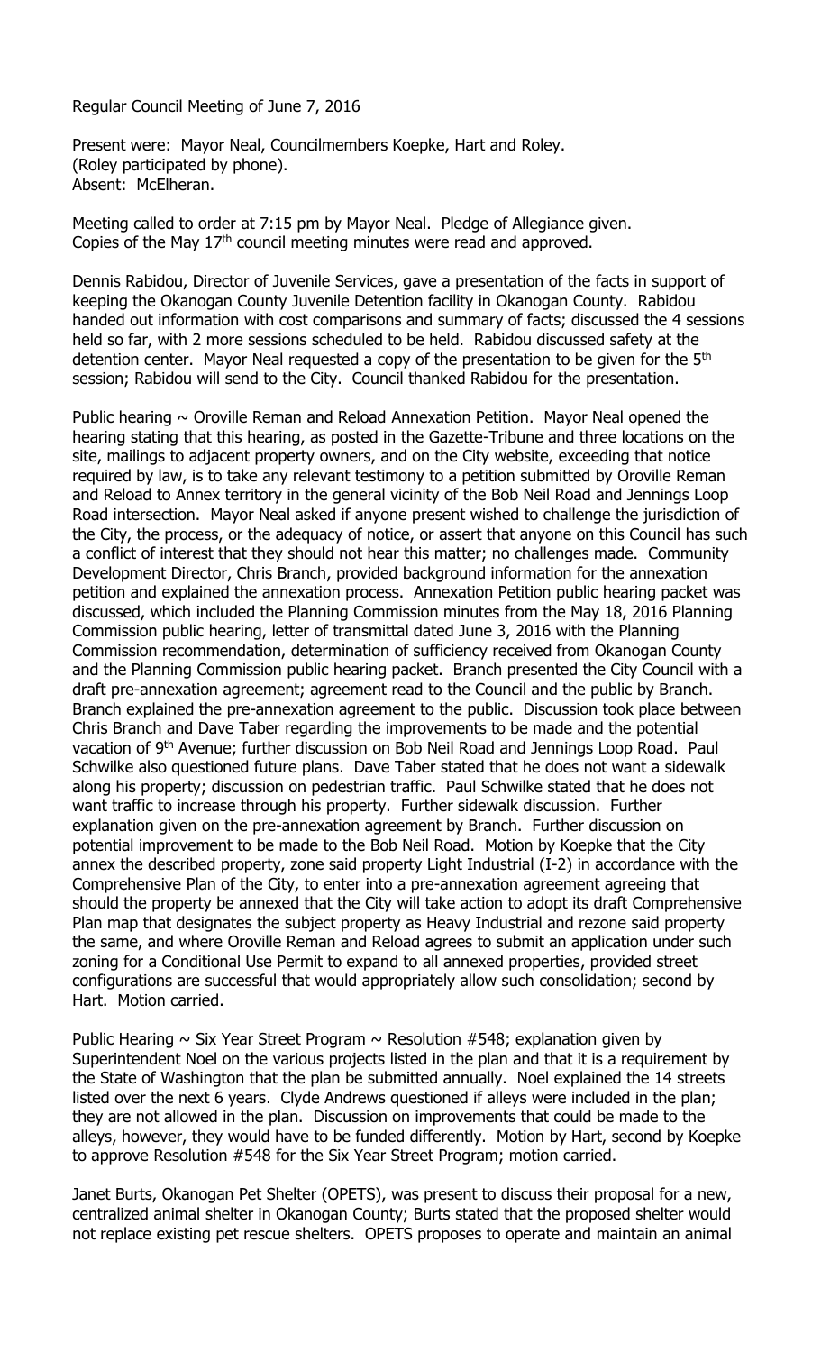Regular Council Meeting of June 7, 2016

Present were: Mayor Neal, Councilmembers Koepke, Hart and Roley.
(Roley participated by phone).
Absent: McElheran.

Meeting called to order at 7:15 pm by Mayor Neal. Pledge of Allegiance given.
Copies of the May 17th council meeting minutes were read and approved.

Dennis Rabidou, Director of Juvenile Services, gave a presentation of the facts in support of keeping the Okanogan County Juvenile Detention facility in Okanogan County. Rabidou handed out information with cost comparisons and summary of facts; discussed the 4 sessions held so far, with 2 more sessions scheduled to be held. Rabidou discussed safety at the detention center. Mayor Neal requested a copy of the presentation to be given for the 5th session; Rabidou will send to the City. Council thanked Rabidou for the presentation.

Public hearing ~ Oroville Reman and Reload Annexation Petition. Mayor Neal opened the hearing stating that this hearing, as posted in the Gazette-Tribune and three locations on the site, mailings to adjacent property owners, and on the City website, exceeding that notice required by law, is to take any relevant testimony to a petition submitted by Oroville Reman and Reload to Annex territory in the general vicinity of the Bob Neil Road and Jennings Loop Road intersection. Mayor Neal asked if anyone present wished to challenge the jurisdiction of the City, the process, or the adequacy of notice, or assert that anyone on this Council has such a conflict of interest that they should not hear this matter; no challenges made. Community Development Director, Chris Branch, provided background information for the annexation petition and explained the annexation process. Annexation Petition public hearing packet was discussed, which included the Planning Commission minutes from the May 18, 2016 Planning Commission public hearing, letter of transmittal dated June 3, 2016 with the Planning Commission recommendation, determination of sufficiency received from Okanogan County and the Planning Commission public hearing packet. Branch presented the City Council with a draft pre-annexation agreement; agreement read to the Council and the public by Branch. Branch explained the pre-annexation agreement to the public. Discussion took place between Chris Branch and Dave Taber regarding the improvements to be made and the potential vacation of 9th Avenue; further discussion on Bob Neil Road and Jennings Loop Road. Paul Schwilke also questioned future plans. Dave Taber stated that he does not want a sidewalk along his property; discussion on pedestrian traffic. Paul Schwilke stated that he does not want traffic to increase through his property. Further sidewalk discussion. Further explanation given on the pre-annexation agreement by Branch. Further discussion on potential improvement to be made to the Bob Neil Road. Motion by Koepke that the City annex the described property, zone said property Light Industrial (I-2) in accordance with the Comprehensive Plan of the City, to enter into a pre-annexation agreement agreeing that should the property be annexed that the City will take action to adopt its draft Comprehensive Plan map that designates the subject property as Heavy Industrial and rezone said property the same, and where Oroville Reman and Reload agrees to submit an application under such zoning for a Conditional Use Permit to expand to all annexed properties, provided street configurations are successful that would appropriately allow such consolidation; second by Hart. Motion carried.

Public Hearing ~ Six Year Street Program ~ Resolution #548; explanation given by Superintendent Noel on the various projects listed in the plan and that it is a requirement by the State of Washington that the plan be submitted annually. Noel explained the 14 streets listed over the next 6 years. Clyde Andrews questioned if alleys were included in the plan; they are not allowed in the plan. Discussion on improvements that could be made to the alleys, however, they would have to be funded differently. Motion by Hart, second by Koepke to approve Resolution #548 for the Six Year Street Program; motion carried.

Janet Burts, Okanogan Pet Shelter (OPETS), was present to discuss their proposal for a new, centralized animal shelter in Okanogan County; Burts stated that the proposed shelter would not replace existing pet rescue shelters. OPETS proposes to operate and maintain an animal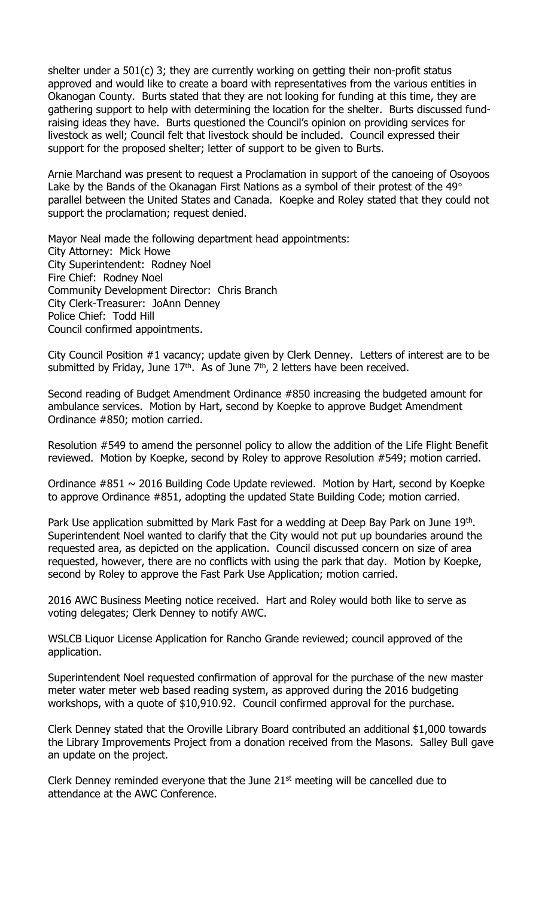shelter under a 501(c) 3; they are currently working on getting their non-profit status approved and would like to create a board with representatives from the various entities in Okanogan County. Burts stated that they are not looking for funding at this time, they are gathering support to help with determining the location for the shelter. Burts discussed fund-raising ideas they have. Burts questioned the Council's opinion on providing services for livestock as well; Council felt that livestock should be included. Council expressed their support for the proposed shelter; letter of support to be given to Burts.

Arnie Marchand was present to request a Proclamation in support of the canoeing of Osoyoos Lake by the Bands of the Okanagan First Nations as a symbol of their protest of the 49° parallel between the United States and Canada. Koepke and Roley stated that they could not support the proclamation; request denied.

Mayor Neal made the following department head appointments:
City Attorney: Mick Howe
City Superintendent: Rodney Noel
Fire Chief: Rodney Noel
Community Development Director: Chris Branch
City Clerk-Treasurer: JoAnn Denney
Police Chief: Todd Hill
Council confirmed appointments.

City Council Position #1 vacancy; update given by Clerk Denney. Letters of interest are to be submitted by Friday, June 17th. As of June 7th, 2 letters have been received.

Second reading of Budget Amendment Ordinance #850 increasing the budgeted amount for ambulance services. Motion by Hart, second by Koepke to approve Budget Amendment Ordinance #850; motion carried.

Resolution #549 to amend the personnel policy to allow the addition of the Life Flight Benefit reviewed. Motion by Koepke, second by Roley to approve Resolution #549; motion carried.

Ordinance #851 ~ 2016 Building Code Update reviewed. Motion by Hart, second by Koepke to approve Ordinance #851, adopting the updated State Building Code; motion carried.

Park Use application submitted by Mark Fast for a wedding at Deep Bay Park on June 19th. Superintendent Noel wanted to clarify that the City would not put up boundaries around the requested area, as depicted on the application. Council discussed concern on size of area requested, however, there are no conflicts with using the park that day. Motion by Koepke, second by Roley to approve the Fast Park Use Application; motion carried.

2016 AWC Business Meeting notice received. Hart and Roley would both like to serve as voting delegates; Clerk Denney to notify AWC.

WSLCB Liquor License Application for Rancho Grande reviewed; council approved of the application.

Superintendent Noel requested confirmation of approval for the purchase of the new master meter water meter web based reading system, as approved during the 2016 budgeting workshops, with a quote of $10,910.92. Council confirmed approval for the purchase.

Clerk Denney stated that the Oroville Library Board contributed an additional $1,000 towards the Library Improvements Project from a donation received from the Masons. Salley Bull gave an update on the project.

Clerk Denney reminded everyone that the June 21st meeting will be cancelled due to attendance at the AWC Conference.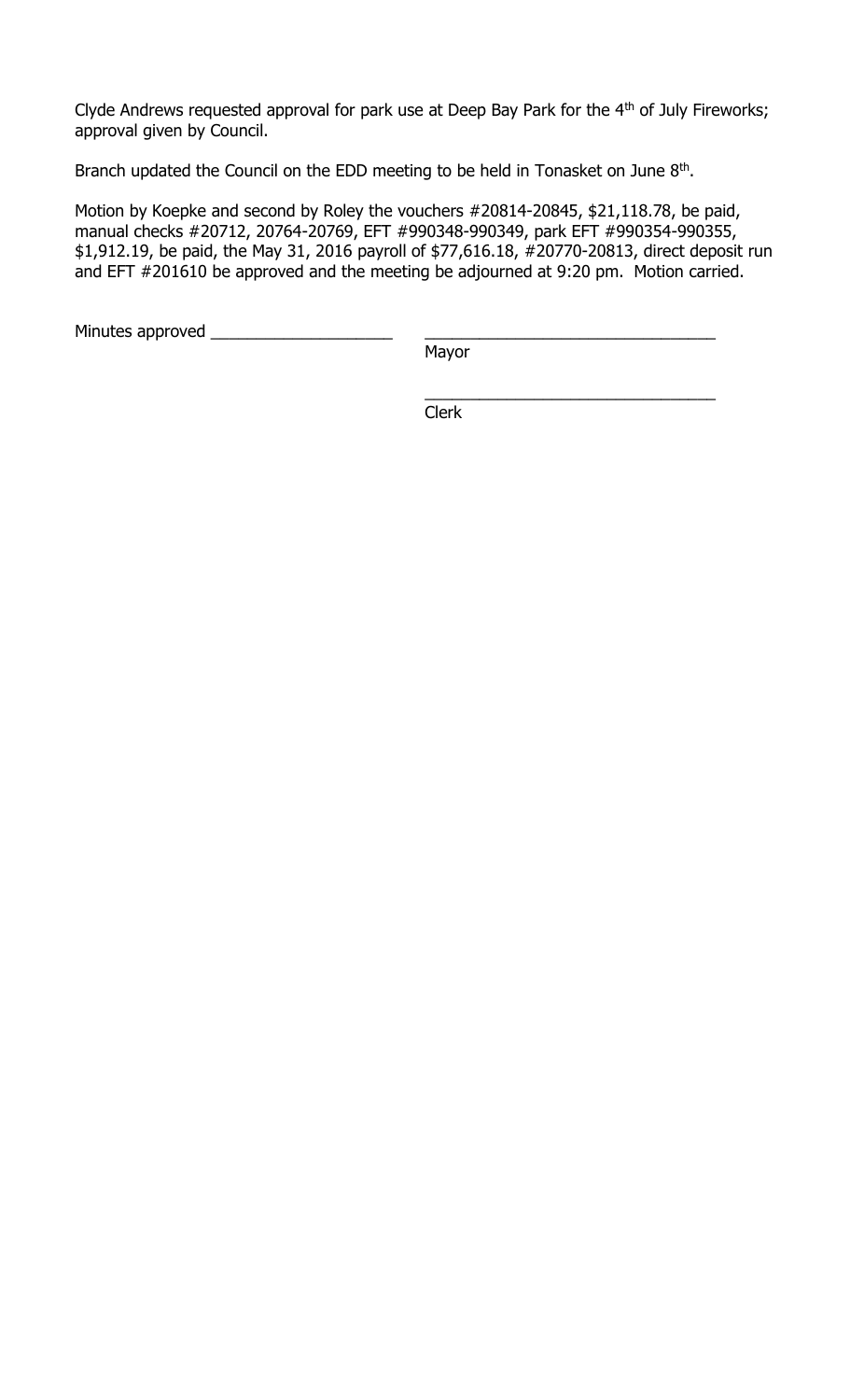Clyde Andrews requested approval for park use at Deep Bay Park for the 4th of July Fireworks; approval given by Council.

Branch updated the Council on the EDD meeting to be held in Tonasket on June 8th.

Motion by Koepke and second by Roley the vouchers #20814-20845, $21,118.78, be paid, manual checks #20712, 20764-20769, EFT #990348-990349, park EFT #990354-990355, $1,912.19, be paid, the May 31, 2016 payroll of $77,616.18, #20770-20813, direct deposit run and EFT #201610 be approved and the meeting be adjourned at 9:20 pm. Motion carried.

Minutes approved ____________________ ________________________________

Mayor

________________________________

Clerk